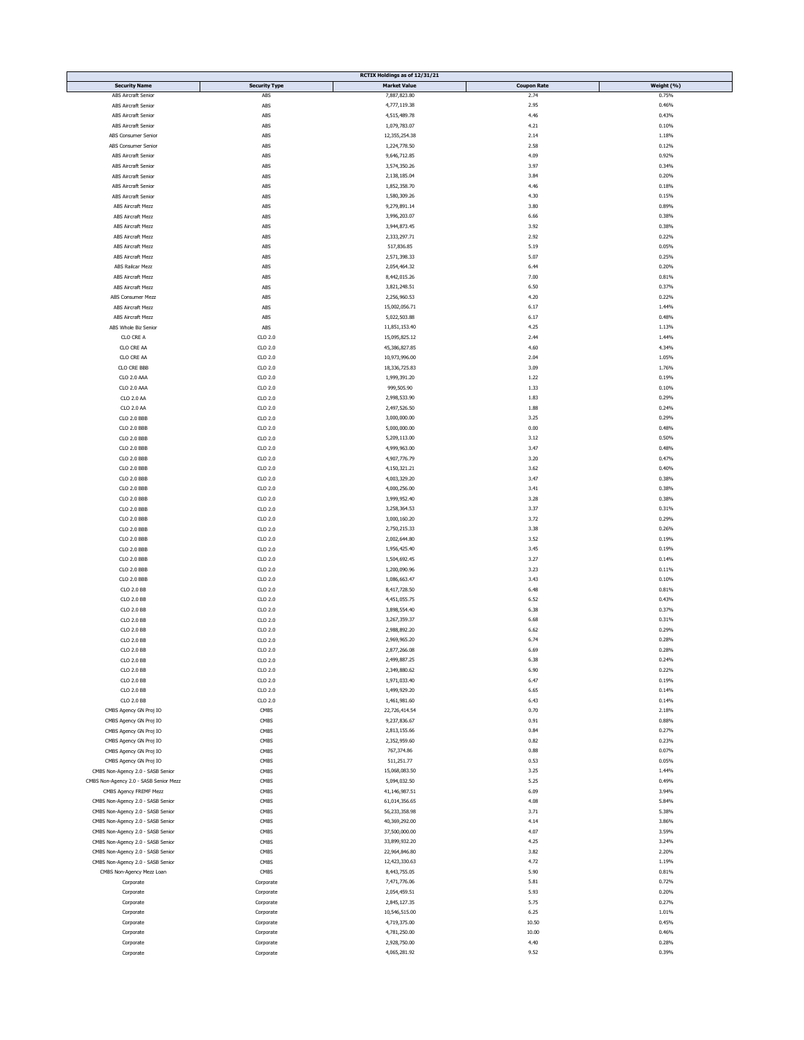| RCTIX Holdings as of 12/31/21 | | | | |
|---|---|---|---|---|
| **Security Name** | **Security Type** | **Market Value** | **Coupon Rate** | **Weight (%)** |
| ABS Aircraft Senior | ABS | 7,887,823.80 | 2.74 | 0.75% |
| ABS Aircraft Senior | ABS | 4,777,119.38 | 2.95 | 0.46% |
| ABS Aircraft Senior | ABS | 4,515,489.78 | 4.46 | 0.43% |
| ABS Aircraft Senior | ABS | 1,079,783.07 | 4.21 | 0.10% |
| ABS Consumer Senior | ABS | 12,355,254.38 | 2.14 | 1.18% |
| ABS Consumer Senior | ABS | 1,224,778.50 | 2.58 | 0.12% |
| ABS Aircraft Senior | ABS | 9,646,712.85 | 4.09 | 0.92% |
| ABS Aircraft Senior | ABS | 3,574,350.26 | 3.97 | 0.34% |
| ABS Aircraft Senior | ABS | 2,138,185.04 | 3.84 | 0.20% |
| ABS Aircraft Senior | ABS | 1,852,358.70 | 4.46 | 0.18% |
| ABS Aircraft Senior | ABS | 1,580,309.26 | 4.30 | 0.15% |
| ABS Aircraft Mezz | ABS | 9,279,891.14 | 3.80 | 0.89% |
| ABS Aircraft Mezz | ABS | 3,996,203.07 | 6.66 | 0.38% |
| ABS Aircraft Mezz | ABS | 3,944,873.45 | 3.92 | 0.38% |
| ABS Aircraft Mezz | ABS | 2,333,297.71 | 2.92 | 0.22% |
| ABS Aircraft Mezz | ABS | 517,836.85 | 5.19 | 0.05% |
| ABS Aircraft Mezz | ABS | 2,571,398.33 | 5.07 | 0.25% |
| ABS Railcar Mezz | ABS | 2,054,464.32 | 6.44 | 0.20% |
| ABS Aircraft Mezz | ABS | 8,442,015.26 | 7.00 | 0.81% |
| ABS Aircraft Mezz | ABS | 3,821,248.51 | 6.50 | 0.37% |
| ABS Consumer Mezz | ABS | 2,256,960.53 | 4.20 | 0.22% |
| ABS Aircraft Mezz | ABS | 15,002,056.71 | 6.17 | 1.44% |
| ABS Aircraft Mezz | ABS | 5,022,503.88 | 6.17 | 0.48% |
| ABS Whole Biz Senior | ABS | 11,851,153.40 | 4.25 | 1.13% |
| CLO CRE A | CLO 2.0 | 15,095,825.12 | 2.44 | 1.44% |
| CLO CRE AA | CLO 2.0 | 45,386,827.85 | 4.60 | 4.34% |
| CLO CRE AA | CLO 2.0 | 10,973,996.00 | 2.04 | 1.05% |
| CLO CRE BBB | CLO 2.0 | 18,336,725.83 | 3.09 | 1.76% |
| CLO 2.0 AAA | CLO 2.0 | 1,999,391.20 | 1.22 | 0.19% |
| CLO 2.0 AAA | CLO 2.0 | 999,505.90 | 1.33 | 0.10% |
| CLO 2.0 AA | CLO 2.0 | 2,998,533.90 | 1.83 | 0.29% |
| CLO 2.0 AA | CLO 2.0 | 2,497,526.50 | 1.88 | 0.24% |
| CLO 2.0 BBB | CLO 2.0 | 3,000,000.00 | 3.25 | 0.29% |
| CLO 2.0 BBB | CLO 2.0 | 5,000,000.00 | 0.00 | 0.48% |
| CLO 2.0 BBB | CLO 2.0 | 5,209,113.00 | 3.12 | 0.50% |
| CLO 2.0 BBB | CLO 2.0 | 4,999,963.00 | 3.47 | 0.48% |
| CLO 2.0 BBB | CLO 2.0 | 4,907,776.79 | 3.20 | 0.47% |
| CLO 2.0 BBB | CLO 2.0 | 4,150,321.21 | 3.62 | 0.40% |
| CLO 2.0 BBB | CLO 2.0 | 4,003,329.20 | 3.47 | 0.38% |
| CLO 2.0 BBB | CLO 2.0 | 4,000,256.00 | 3.41 | 0.38% |
| CLO 2.0 BBB | CLO 2.0 | 3,999,952.40 | 3.28 | 0.38% |
| CLO 2.0 BBB | CLO 2.0 | 3,258,364.53 | 3.37 | 0.31% |
| CLO 2.0 BBB | CLO 2.0 | 3,000,160.20 | 3.72 | 0.29% |
| CLO 2.0 BBB | CLO 2.0 | 2,750,215.33 | 3.38 | 0.26% |
| CLO 2.0 BBB | CLO 2.0 | 2,002,644.80 | 3.52 | 0.19% |
| CLO 2.0 BBB | CLO 2.0 | 1,956,425.40 | 3.45 | 0.19% |
| CLO 2.0 BBB | CLO 2.0 | 1,504,692.45 | 3.27 | 0.14% |
| CLO 2.0 BBB | CLO 2.0 | 1,200,090.96 | 3.23 | 0.11% |
| CLO 2.0 BBB | CLO 2.0 | 1,086,663.47 | 3.43 | 0.10% |
| CLO 2.0 BB | CLO 2.0 | 8,417,728.50 | 6.48 | 0.81% |
| CLO 2.0 BB | CLO 2.0 | 4,451,055.75 | 6.52 | 0.43% |
| CLO 2.0 BB | CLO 2.0 | 3,898,554.40 | 6.38 | 0.37% |
| CLO 2.0 BB | CLO 2.0 | 3,267,359.37 | 6.68 | 0.31% |
| CLO 2.0 BB | CLO 2.0 | 2,988,892.20 | 6.62 | 0.29% |
| CLO 2.0 BB | CLO 2.0 | 2,969,965.20 | 6.74 | 0.28% |
| CLO 2.0 BB | CLO 2.0 | 2,877,266.08 | 6.69 | 0.28% |
| CLO 2.0 BB | CLO 2.0 | 2,499,887.25 | 6.38 | 0.24% |
| CLO 2.0 BB | CLO 2.0 | 2,349,880.62 | 6.90 | 0.22% |
| CLO 2.0 BB | CLO 2.0 | 1,971,033.40 | 6.47 | 0.19% |
| CLO 2.0 BB | CLO 2.0 | 1,499,929.20 | 6.65 | 0.14% |
| CLO 2.0 BB | CLO 2.0 | 1,461,981.60 | 6.43 | 0.14% |
| CMBS Agency GN Proj IO | CMBS | 22,726,414.54 | 0.70 | 2.18% |
| CMBS Agency GN Proj IO | CMBS | 9,237,836.67 | 0.91 | 0.88% |
| CMBS Agency GN Proj IO | CMBS | 2,813,155.66 | 0.84 | 0.27% |
| CMBS Agency GN Proj IO | CMBS | 2,352,959.60 | 0.82 | 0.23% |
| CMBS Agency GN Proj IO | CMBS | 767,374.86 | 0.88 | 0.07% |
| CMBS Agency GN Proj IO | CMBS | 511,251.77 | 0.53 | 0.05% |
| CMBS Non-Agency 2.0 - SASB Senior | CMBS | 15,068,083.50 | 3.25 | 1.44% |
| CMBS Non-Agency 2.0 - SASB Senior Mezz | CMBS | 5,094,032.50 | 5.25 | 0.49% |
| CMBS Agency FREMF Mezz | CMBS | 41,146,987.51 | 6.09 | 3.94% |
| CMBS Non-Agency 2.0 - SASB Senior | CMBS | 61,014,356.65 | 4.08 | 5.84% |
| CMBS Non-Agency 2.0 - SASB Senior | CMBS | 56,233,358.98 | 3.71 | 5.38% |
| CMBS Non-Agency 2.0 - SASB Senior | CMBS | 40,369,292.00 | 4.14 | 3.86% |
| CMBS Non-Agency 2.0 - SASB Senior | CMBS | 37,500,000.00 | 4.07 | 3.59% |
| CMBS Non-Agency 2.0 - SASB Senior | CMBS | 33,899,932.20 | 4.25 | 3.24% |
| CMBS Non-Agency 2.0 - SASB Senior | CMBS | 22,964,846.80 | 3.82 | 2.20% |
| CMBS Non-Agency 2.0 - SASB Senior | CMBS | 12,423,330.63 | 4.72 | 1.19% |
| CMBS Non-Agency Mezz Loan | CMBS | 8,443,755.05 | 5.90 | 0.81% |
| Corporate | Corporate | 7,471,776.06 | 5.81 | 0.72% |
| Corporate | Corporate | 2,054,459.51 | 5.93 | 0.20% |
| Corporate | Corporate | 2,845,127.35 | 5.75 | 0.27% |
| Corporate | Corporate | 10,546,515.00 | 6.25 | 1.01% |
| Corporate | Corporate | 4,719,375.00 | 10.50 | 0.45% |
| Corporate | Corporate | 4,781,250.00 | 10.00 | 0.46% |
| Corporate | Corporate | 2,928,750.00 | 4.40 | 0.28% |
| Corporate | Corporate | 4,065,281.92 | 9.52 | 0.39% |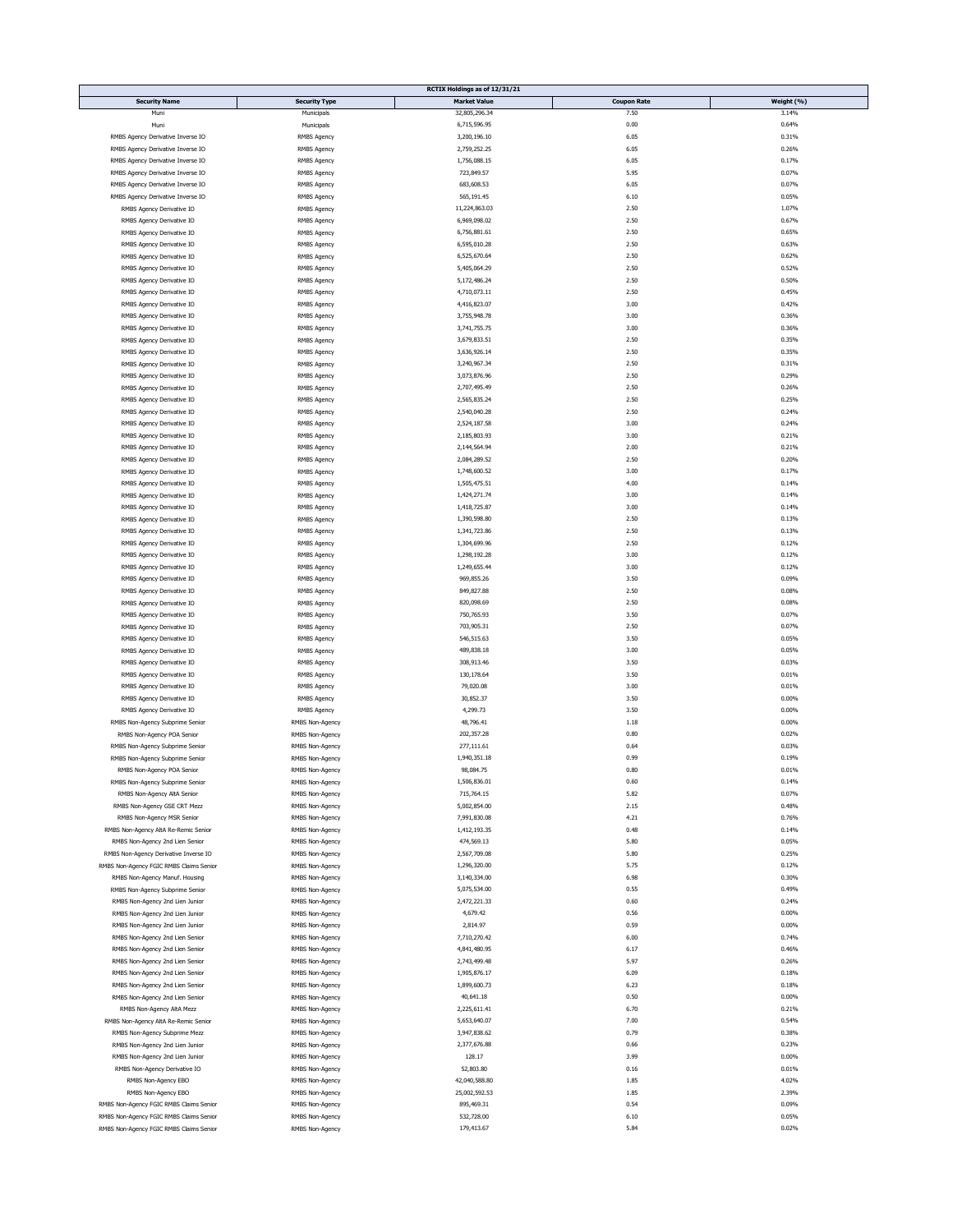| RCTIX Holdings as of 12/31/21 | | | | |
|---|---|---|---|---|
| **Security Name** | **Security Type** | **Market Value** | **Coupon Rate** | **Weight (%)** |
| Muni | Municipals | 32,805,296.34 | 7.50 | 3.14% |
| Muni | Municipals | 6,715,596.95 | 0.00 | 0.64% |
| RMBS Agency Derivative Inverse IO | RMBS Agency | 3,200,196.10 | 6.05 | 0.31% |
| RMBS Agency Derivative Inverse IO | RMBS Agency | 2,759,252.25 | 6.05 | 0.26% |
| RMBS Agency Derivative Inverse IO | RMBS Agency | 1,756,088.15 | 6.05 | 0.17% |
| RMBS Agency Derivative Inverse IO | RMBS Agency | 723,849.57 | 5.95 | 0.07% |
| RMBS Agency Derivative Inverse IO | RMBS Agency | 683,608.53 | 6.05 | 0.07% |
| RMBS Agency Derivative Inverse IO | RMBS Agency | 565,191.45 | 6.10 | 0.05% |
| RMBS Agency Derivative IO | RMBS Agency | 11,224,863.03 | 2.50 | 1.07% |
| RMBS Agency Derivative IO | RMBS Agency | 6,969,098.02 | 2.50 | 0.67% |
| RMBS Agency Derivative IO | RMBS Agency | 6,756,881.61 | 2.50 | 0.65% |
| RMBS Agency Derivative IO | RMBS Agency | 6,595,010.28 | 2.50 | 0.63% |
| RMBS Agency Derivative IO | RMBS Agency | 6,525,670.64 | 2.50 | 0.62% |
| RMBS Agency Derivative IO | RMBS Agency | 5,405,064.29 | 2.50 | 0.52% |
| RMBS Agency Derivative IO | RMBS Agency | 5,172,486.24 | 2.50 | 0.50% |
| RMBS Agency Derivative IO | RMBS Agency | 4,710,073.11 | 2.50 | 0.45% |
| RMBS Agency Derivative IO | RMBS Agency | 4,416,823.07 | 3.00 | 0.42% |
| RMBS Agency Derivative IO | RMBS Agency | 3,755,948.78 | 3.00 | 0.36% |
| RMBS Agency Derivative IO | RMBS Agency | 3,741,755.75 | 3.00 | 0.36% |
| RMBS Agency Derivative IO | RMBS Agency | 3,679,833.51 | 2.50 | 0.35% |
| RMBS Agency Derivative IO | RMBS Agency | 3,636,926.14 | 2.50 | 0.35% |
| RMBS Agency Derivative IO | RMBS Agency | 3,240,967.34 | 2.50 | 0.31% |
| RMBS Agency Derivative IO | RMBS Agency | 3,073,876.96 | 2.50 | 0.29% |
| RMBS Agency Derivative IO | RMBS Agency | 2,707,495.49 | 2.50 | 0.26% |
| RMBS Agency Derivative IO | RMBS Agency | 2,565,835.24 | 2.50 | 0.25% |
| RMBS Agency Derivative IO | RMBS Agency | 2,540,040.28 | 2.50 | 0.24% |
| RMBS Agency Derivative IO | RMBS Agency | 2,524,187.58 | 3.00 | 0.24% |
| RMBS Agency Derivative IO | RMBS Agency | 2,185,803.93 | 3.00 | 0.21% |
| RMBS Agency Derivative IO | RMBS Agency | 2,144,564.94 | 2.00 | 0.21% |
| RMBS Agency Derivative IO | RMBS Agency | 2,084,289.52 | 2.50 | 0.20% |
| RMBS Agency Derivative IO | RMBS Agency | 1,748,600.52 | 3.00 | 0.17% |
| RMBS Agency Derivative IO | RMBS Agency | 1,505,475.51 | 4.00 | 0.14% |
| RMBS Agency Derivative IO | RMBS Agency | 1,424,271.74 | 3.00 | 0.14% |
| RMBS Agency Derivative IO | RMBS Agency | 1,418,725.87 | 3.00 | 0.14% |
| RMBS Agency Derivative IO | RMBS Agency | 1,390,598.80 | 2.50 | 0.13% |
| RMBS Agency Derivative IO | RMBS Agency | 1,341,723.86 | 2.50 | 0.13% |
| RMBS Agency Derivative IO | RMBS Agency | 1,304,699.96 | 2.50 | 0.12% |
| RMBS Agency Derivative IO | RMBS Agency | 1,298,192.28 | 3.00 | 0.12% |
| RMBS Agency Derivative IO | RMBS Agency | 1,249,655.44 | 3.00 | 0.12% |
| RMBS Agency Derivative IO | RMBS Agency | 969,855.26 | 3.50 | 0.09% |
| RMBS Agency Derivative IO | RMBS Agency | 849,827.88 | 2.50 | 0.08% |
| RMBS Agency Derivative IO | RMBS Agency | 820,098.69 | 2.50 | 0.08% |
| RMBS Agency Derivative IO | RMBS Agency | 750,765.93 | 3.50 | 0.07% |
| RMBS Agency Derivative IO | RMBS Agency | 703,905.31 | 2.50 | 0.07% |
| RMBS Agency Derivative IO | RMBS Agency | 546,515.63 | 3.50 | 0.05% |
| RMBS Agency Derivative IO | RMBS Agency | 489,838.18 | 3.00 | 0.05% |
| RMBS Agency Derivative IO | RMBS Agency | 308,913.46 | 3.50 | 0.03% |
| RMBS Agency Derivative IO | RMBS Agency | 130,178.64 | 3.50 | 0.01% |
| RMBS Agency Derivative IO | RMBS Agency | 79,020.08 | 3.00 | 0.01% |
| RMBS Agency Derivative IO | RMBS Agency | 30,852.37 | 3.50 | 0.00% |
| RMBS Agency Derivative IO | RMBS Agency | 4,299.73 | 3.50 | 0.00% |
| RMBS Non-Agency Subprime Senior | RMBS Non-Agency | 48,796.41 | 1.18 | 0.00% |
| RMBS Non-Agency POA Senior | RMBS Non-Agency | 202,357.28 | 0.80 | 0.02% |
| RMBS Non-Agency Subprime Senior | RMBS Non-Agency | 277,111.61 | 0.64 | 0.03% |
| RMBS Non-Agency Subprime Senior | RMBS Non-Agency | 1,940,351.18 | 0.99 | 0.19% |
| RMBS Non-Agency POA Senior | RMBS Non-Agency | 98,084.75 | 0.80 | 0.01% |
| RMBS Non-Agency Subprime Senior | RMBS Non-Agency | 1,506,836.01 | 0.60 | 0.14% |
| RMBS Non-Agency AltA Senior | RMBS Non-Agency | 715,764.15 | 5.82 | 0.07% |
| RMBS Non-Agency GSE CRT Mezz | RMBS Non-Agency | 5,002,854.00 | 2.15 | 0.48% |
| RMBS Non-Agency MSR Senior | RMBS Non-Agency | 7,991,830.08 | 4.21 | 0.76% |
| RMBS Non-Agency AltA Re-Remic Senior | RMBS Non-Agency | 1,412,193.35 | 0.48 | 0.14% |
| RMBS Non-Agency 2nd Lien Senior | RMBS Non-Agency | 474,569.13 | 5.80 | 0.05% |
| RMBS Non-Agency Derivative Inverse IO | RMBS Non-Agency | 2,567,709.08 | 5.80 | 0.25% |
| RMBS Non-Agency FGIC RMBS Claims Senior | RMBS Non-Agency | 1,296,320.00 | 5.75 | 0.12% |
| RMBS Non-Agency Manuf. Housing | RMBS Non-Agency | 3,140,334.00 | 6.98 | 0.30% |
| RMBS Non-Agency Subprime Senior | RMBS Non-Agency | 5,075,534.00 | 0.55 | 0.49% |
| RMBS Non-Agency 2nd Lien Junior | RMBS Non-Agency | 2,472,221.33 | 0.60 | 0.24% |
| RMBS Non-Agency 2nd Lien Junior | RMBS Non-Agency | 4,679.42 | 0.56 | 0.00% |
| RMBS Non-Agency 2nd Lien Junior | RMBS Non-Agency | 2,814.97 | 0.59 | 0.00% |
| RMBS Non-Agency 2nd Lien Senior | RMBS Non-Agency | 7,710,270.42 | 6.00 | 0.74% |
| RMBS Non-Agency 2nd Lien Senior | RMBS Non-Agency | 4,841,480.95 | 6.17 | 0.46% |
| RMBS Non-Agency 2nd Lien Senior | RMBS Non-Agency | 2,743,499.48 | 5.97 | 0.26% |
| RMBS Non-Agency 2nd Lien Senior | RMBS Non-Agency | 1,905,876.17 | 6.09 | 0.18% |
| RMBS Non-Agency 2nd Lien Senior | RMBS Non-Agency | 1,899,600.73 | 6.23 | 0.18% |
| RMBS Non-Agency 2nd Lien Senior | RMBS Non-Agency | 40,641.18 | 0.50 | 0.00% |
| RMBS Non-Agency AltA Mezz | RMBS Non-Agency | 2,225,611.41 | 6.70 | 0.21% |
| RMBS Non-Agency AltA Re-Remic Senior | RMBS Non-Agency | 5,653,640.07 | 7.00 | 0.54% |
| RMBS Non-Agency Subprime Mezz | RMBS Non-Agency | 3,947,838.62 | 0.79 | 0.38% |
| RMBS Non-Agency 2nd Lien Junior | RMBS Non-Agency | 2,377,676.88 | 0.66 | 0.23% |
| RMBS Non-Agency 2nd Lien Junior | RMBS Non-Agency | 128.17 | 3.99 | 0.00% |
| RMBS Non-Agency Derivative IO | RMBS Non-Agency | 52,803.80 | 0.16 | 0.01% |
| RMBS Non-Agency EBO | RMBS Non-Agency | 42,040,588.80 | 1.85 | 4.02% |
| RMBS Non-Agency EBO | RMBS Non-Agency | 25,002,592.53 | 1.85 | 2.39% |
| RMBS Non-Agency FGIC RMBS Claims Senior | RMBS Non-Agency | 895,469.31 | 0.54 | 0.09% |
| RMBS Non-Agency FGIC RMBS Claims Senior | RMBS Non-Agency | 532,728.00 | 6.10 | 0.05% |
| RMBS Non-Agency FGIC RMBS Claims Senior | RMBS Non-Agency | 179,413.67 | 5.84 | 0.02% |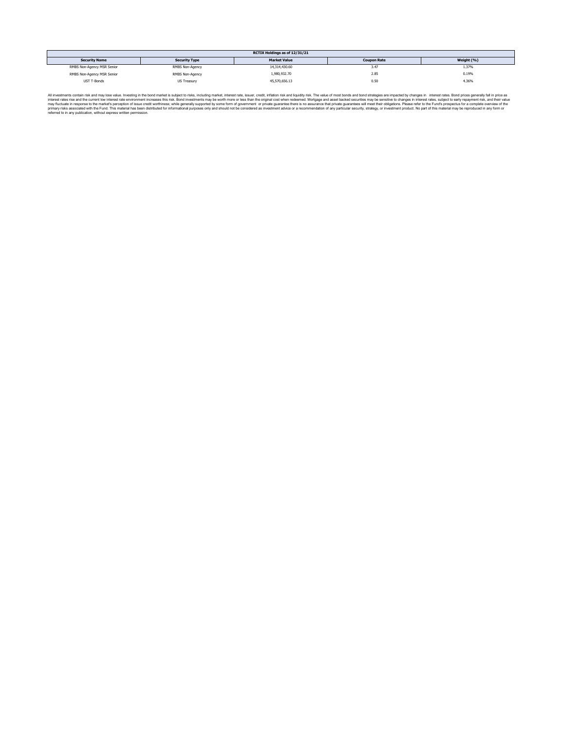| RCTIX Holdings as of 12/31/21 | | | | |
|---|---|---|---|---|
| **Security Name** | **Security Type** | **Market Value** | **Coupon Rate** | **Weight (%)** |
| RMBS Non-Agency MSR Senior | RMBS Non-Agency | 14,314,430.60 | 3.47 | 1.37% |
| RMBS Non-Agency MSR Senior | RMBS Non-Agency | 1,980,932.70 | 2.85 | 0.19% |
| UST T-Bonds | US Treasury | 45,570,656.13 | 0.50 | 4.36% |

All investments contain risk and may lose value. Investing in the bond market is subject to risks, including market, interest rate, issuer, credit, inflation risk and liquidity risk. The value of most bonds and bond strategies are impacted by changes in interest rates. Bond prices generally fall in price as interest rates rise and the current low interest rate environment increases this risk. Bond investments may be worth more or less than the original cost when redeemed. Mortgage and asset backed securities may be sensitive to changes in interest rates, subject to early repayment risk, and their value may fluctuate in response to the market's perception of issue credit worthiness; while generally supported by some form of government or private guarantee there is no assurance that private guarantees will meet their obligations. Please refer to the Fund's prospectus for a complete overview of the primary risks associated with the Fund. This material has been distributed for informational purposes only and should not be considered as investment advice or a recommendation of any particular security, strategy, or investment product. No part of this material may be reproduced in any form or referred to in any publication, without express written permission.